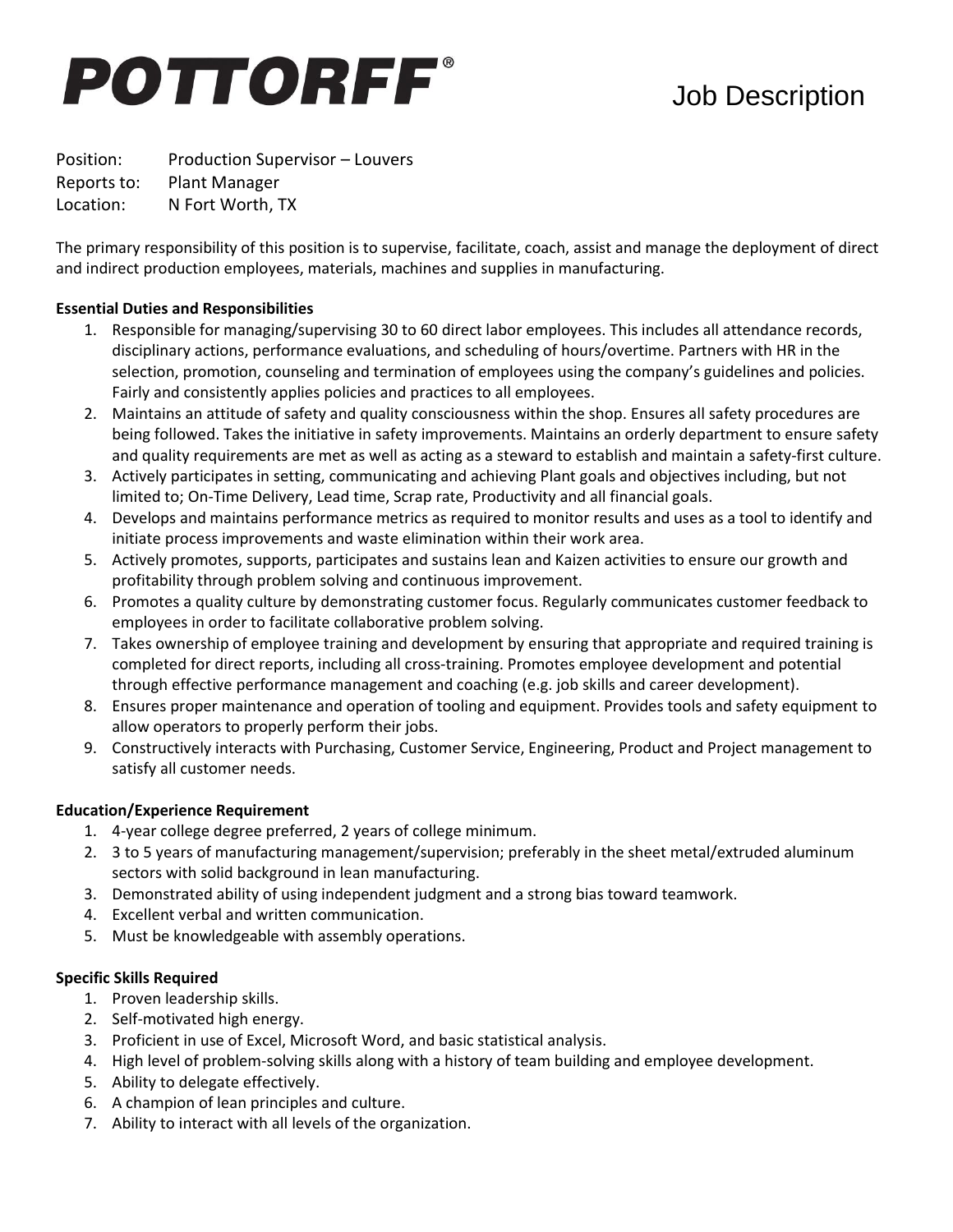# POTTORFF®

Job Description

Position: Production Supervisor – Louvers
Reports to: Plant Manager
Location: N Fort Worth, TX

The primary responsibility of this position is to supervise, facilitate, coach, assist and manage the deployment of direct and indirect production employees, materials, machines and supplies in manufacturing.

**Essential Duties and Responsibilities**

1. Responsible for managing/supervising 30 to 60 direct labor employees. This includes all attendance records, disciplinary actions, performance evaluations, and scheduling of hours/overtime. Partners with HR in the selection, promotion, counseling and termination of employees using the company's guidelines and policies. Fairly and consistently applies policies and practices to all employees.
2. Maintains an attitude of safety and quality consciousness within the shop. Ensures all safety procedures are being followed. Takes the initiative in safety improvements. Maintains an orderly department to ensure safety and quality requirements are met as well as acting as a steward to establish and maintain a safety-first culture.
3. Actively participates in setting, communicating and achieving Plant goals and objectives including, but not limited to; On-Time Delivery, Lead time, Scrap rate, Productivity and all financial goals.
4. Develops and maintains performance metrics as required to monitor results and uses as a tool to identify and initiate process improvements and waste elimination within their work area.
5. Actively promotes, supports, participates and sustains lean and Kaizen activities to ensure our growth and profitability through problem solving and continuous improvement.
6. Promotes a quality culture by demonstrating customer focus. Regularly communicates customer feedback to employees in order to facilitate collaborative problem solving.
7. Takes ownership of employee training and development by ensuring that appropriate and required training is completed for direct reports, including all cross-training. Promotes employee development and potential through effective performance management and coaching (e.g. job skills and career development).
8. Ensures proper maintenance and operation of tooling and equipment. Provides tools and safety equipment to allow operators to properly perform their jobs.
9. Constructively interacts with Purchasing, Customer Service, Engineering, Product and Project management to satisfy all customer needs.

**Education/Experience Requirement**

1. 4-year college degree preferred, 2 years of college minimum.
2. 3 to 5 years of manufacturing management/supervision; preferably in the sheet metal/extruded aluminum sectors with solid background in lean manufacturing.
3. Demonstrated ability of using independent judgment and a strong bias toward teamwork.
4. Excellent verbal and written communication.
5. Must be knowledgeable with assembly operations.

**Specific Skills Required**

1. Proven leadership skills.
2. Self-motivated high energy.
3. Proficient in use of Excel, Microsoft Word, and basic statistical analysis.
4. High level of problem-solving skills along with a history of team building and employee development.
5. Ability to delegate effectively.
6. A champion of lean principles and culture.
7. Ability to interact with all levels of the organization.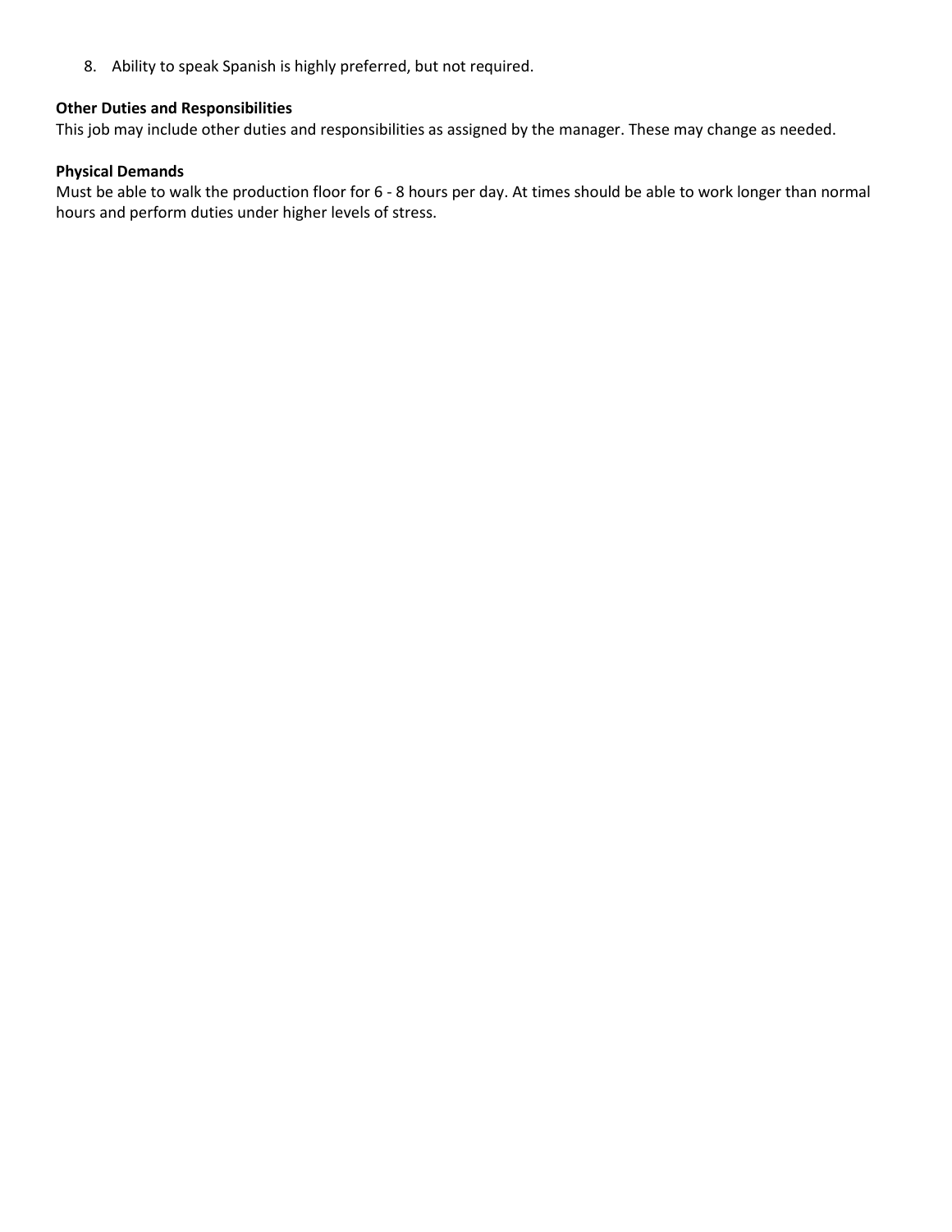8. Ability to speak Spanish is highly preferred, but not required.

**Other Duties and Responsibilities**
This job may include other duties and responsibilities as assigned by the manager. These may change as needed.

**Physical Demands**
Must be able to walk the production floor for 6 - 8 hours per day. At times should be able to work longer than normal hours and perform duties under higher levels of stress.